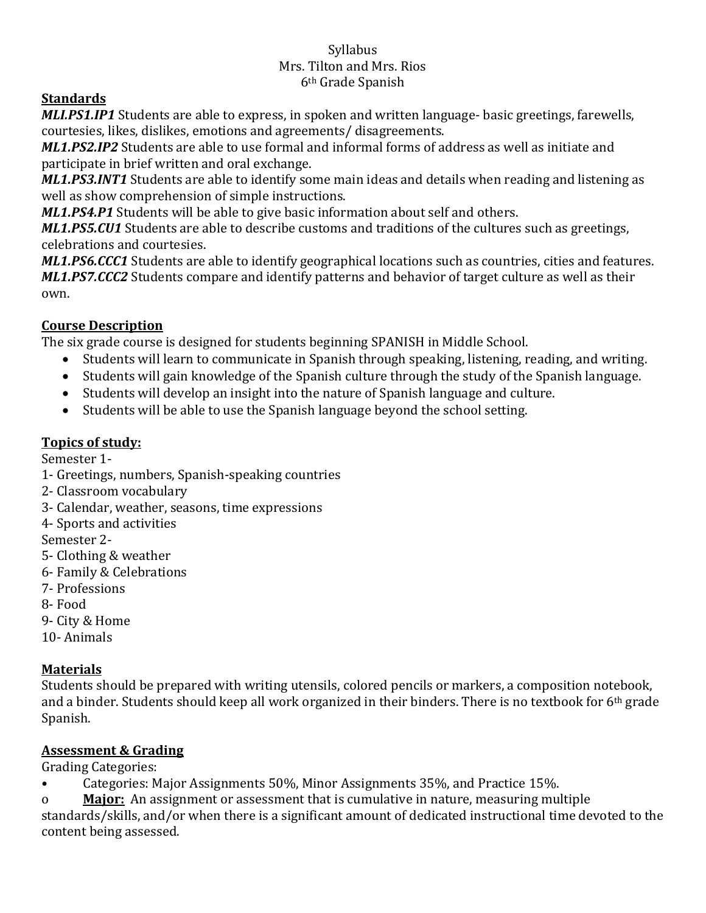Syllabus
Mrs. Tilton and Mrs. Rios
6th Grade Spanish

## Standards

***MLI.PS1.IP1*** Students are able to express, in spoken and written language- basic greetings, farewells, courtesies, likes, dislikes, emotions and agreements/ disagreements.
***ML1.PS2.IP2*** Students are able to use formal and informal forms of address as well as initiate and participate in brief written and oral exchange.
***ML1.PS3.INT1*** Students are able to identify some main ideas and details when reading and listening as well as show comprehension of simple instructions.
***ML1.PS4.P1*** Students will be able to give basic information about self and others.
***ML1.PS5.CU1*** Students are able to describe customs and traditions of the cultures such as greetings, celebrations and courtesies.
***ML1.PS6.CCC1*** Students are able to identify geographical locations such as countries, cities and features.
***ML1.PS7.CCC2*** Students compare and identify patterns and behavior of target culture as well as their own.

## Course Description

The six grade course is designed for students beginning SPANISH in Middle School.

- Students will learn to communicate in Spanish through speaking, listening, reading, and writing.
- Students will gain knowledge of the Spanish culture through the study of the Spanish language.
- Students will develop an insight into the nature of Spanish language and culture.
- Students will be able to use the Spanish language beyond the school setting.

## Topics of study:

Semester 1-
1- Greetings, numbers, Spanish-speaking countries
2- Classroom vocabulary
3- Calendar, weather, seasons, time expressions
4- Sports and activities
Semester 2-
5- Clothing & weather
6- Family & Celebrations
7- Professions
8- Food
9- City & Home
10- Animals

## Materials

Students should be prepared with writing utensils, colored pencils or markers, a composition notebook, and a binder. Students should keep all work organized in their binders. There is no textbook for 6th grade Spanish.

## Assessment & Grading

Grading Categories:

- Categories: Major Assignments 50%, Minor Assignments 35%, and Practice 15%.
  - **Major:** An assignment or assessment that is cumulative in nature, measuring multiple standards/skills, and/or when there is a significant amount of dedicated instructional time devoted to the content being assessed.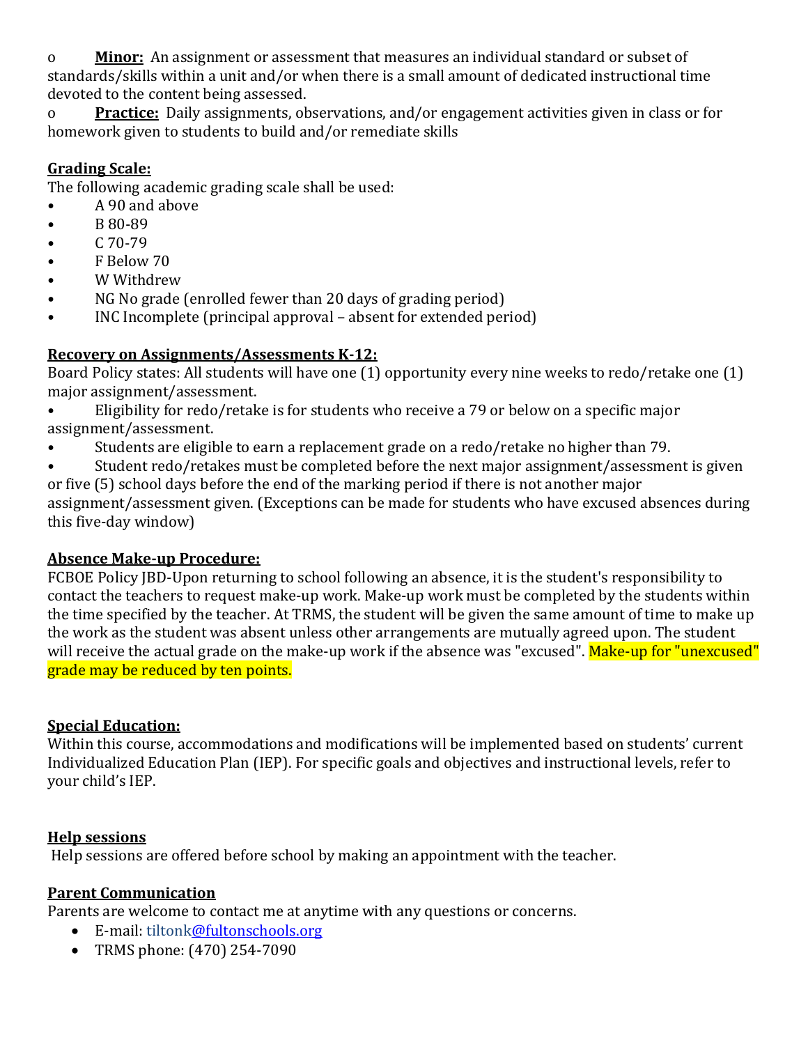- **Minor:** An assignment or assessment that measures an individual standard or subset of standards/skills within a unit and/or when there is a small amount of dedicated instructional time devoted to the content being assessed.
- **Practice:** Daily assignments, observations, and/or engagement activities given in class or for homework given to students to build and/or remediate skills

**Grading Scale:**

The following academic grading scale shall be used:

- A 90 and above
- B 80-89
- C 70-79
- F Below 70
- W Withdrew
- NG No grade (enrolled fewer than 20 days of grading period)
- INC Incomplete (principal approval – absent for extended period)

**Recovery on Assignments/Assessments K-12:**

Board Policy states: All students will have one (1) opportunity every nine weeks to redo/retake one (1) major assignment/assessment.

- Eligibility for redo/retake is for students who receive a 79 or below on a specific major assignment/assessment.
- Students are eligible to earn a replacement grade on a redo/retake no higher than 79.
- Student redo/retakes must be completed before the next major assignment/assessment is given or five (5) school days before the end of the marking period if there is not another major assignment/assessment given. (Exceptions can be made for students who have excused absences during this five-day window)

**Absence Make-up Procedure:**

FCBOE Policy JBD-Upon returning to school following an absence, it is the student's responsibility to contact the teachers to request make-up work. Make-up work must be completed by the students within the time specified by the teacher. At TRMS, the student will be given the same amount of time to make up the work as the student was absent unless other arrangements are mutually agreed upon. The student will receive the actual grade on the make-up work if the absence was "excused". Make-up for "unexcused" grade may be reduced by ten points.

**Special Education:**

Within this course, accommodations and modifications will be implemented based on students' current Individualized Education Plan (IEP). For specific goals and objectives and instructional levels, refer to your child's IEP.

**Help sessions**

Help sessions are offered before school by making an appointment with the teacher.

**Parent Communication**

Parents are welcome to contact me at anytime with any questions or concerns.

- E-mail: tiltonk@fultonschools.org
- TRMS phone: (470) 254-7090